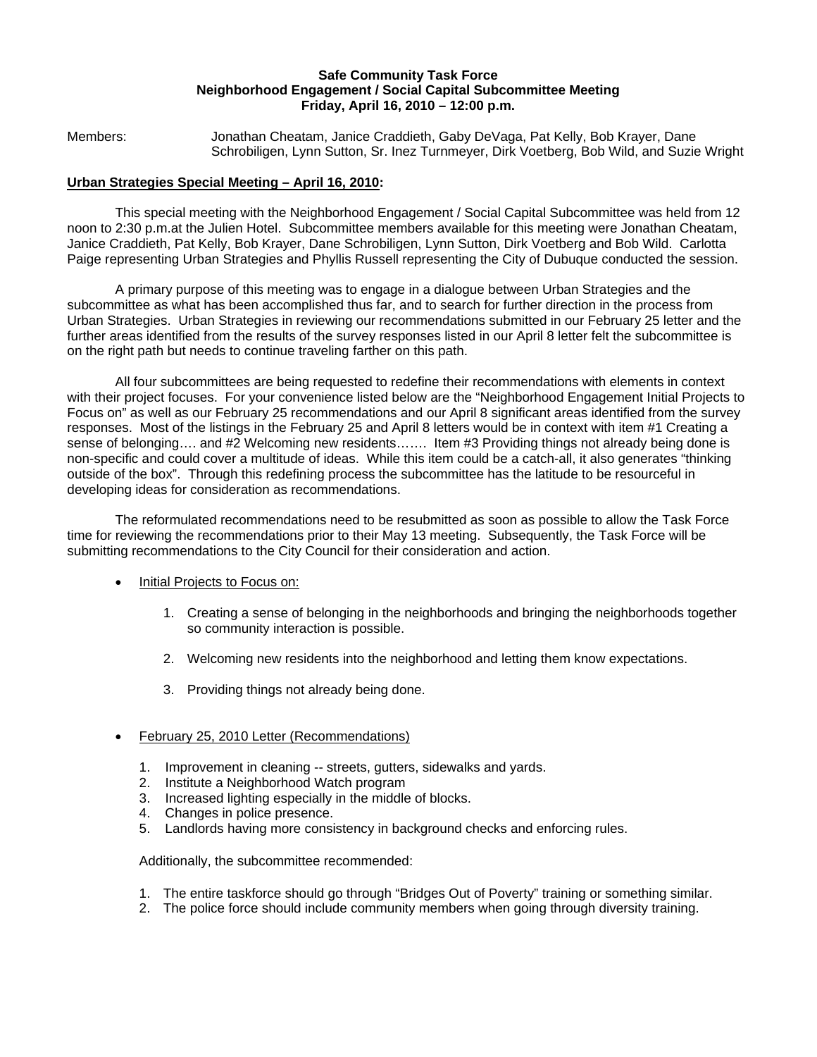**Safe Community Task Force**
**Neighborhood Engagement / Social Capital Subcommittee Meeting**
**Friday, April 16, 2010 – 12:00 p.m.**

Members: Jonathan Cheatam, Janice Craddieth, Gaby DeVaga, Pat Kelly, Bob Krayer, Dane Schrobiligen, Lynn Sutton, Sr. Inez Turnmeyer, Dirk Voetberg, Bob Wild, and Suzie Wright

## Urban Strategies Special Meeting – April 16, 2010:

This special meeting with the Neighborhood Engagement / Social Capital Subcommittee was held from 12 noon to 2:30 p.m.at the Julien Hotel. Subcommittee members available for this meeting were Jonathan Cheatam, Janice Craddieth, Pat Kelly, Bob Krayer, Dane Schrobiligen, Lynn Sutton, Dirk Voetberg and Bob Wild. Carlotta Paige representing Urban Strategies and Phyllis Russell representing the City of Dubuque conducted the session.

A primary purpose of this meeting was to engage in a dialogue between Urban Strategies and the subcommittee as what has been accomplished thus far, and to search for further direction in the process from Urban Strategies. Urban Strategies in reviewing our recommendations submitted in our February 25 letter and the further areas identified from the results of the survey responses listed in our April 8 letter felt the subcommittee is on the right path but needs to continue traveling farther on this path.

All four subcommittees are being requested to redefine their recommendations with elements in context with their project focuses. For your convenience listed below are the "Neighborhood Engagement Initial Projects to Focus on" as well as our February 25 recommendations and our April 8 significant areas identified from the survey responses. Most of the listings in the February 25 and April 8 letters would be in context with item #1 Creating a sense of belonging…. and #2 Welcoming new residents……. Item #3 Providing things not already being done is non-specific and could cover a multitude of ideas. While this item could be a catch-all, it also generates "thinking outside of the box". Through this redefining process the subcommittee has the latitude to be resourceful in developing ideas for consideration as recommendations.

The reformulated recommendations need to be resubmitted as soon as possible to allow the Task Force time for reviewing the recommendations prior to their May 13 meeting. Subsequently, the Task Force will be submitting recommendations to the City Council for their consideration and action.

- Initial Projects to Focus on:

    1. Creating a sense of belonging in the neighborhoods and bringing the neighborhoods together so community interaction is possible.
    2. Welcoming new residents into the neighborhood and letting them know expectations.
    3. Providing things not already being done.

- February 25, 2010 Letter (Recommendations)

    1. Improvement in cleaning -- streets, gutters, sidewalks and yards.
    2. Institute a Neighborhood Watch program
    3. Increased lighting especially in the middle of blocks.
    4. Changes in police presence.
    5. Landlords having more consistency in background checks and enforcing rules.

    Additionally, the subcommittee recommended:

    1. The entire taskforce should go through "Bridges Out of Poverty" training or something similar.
    2. The police force should include community members when going through diversity training.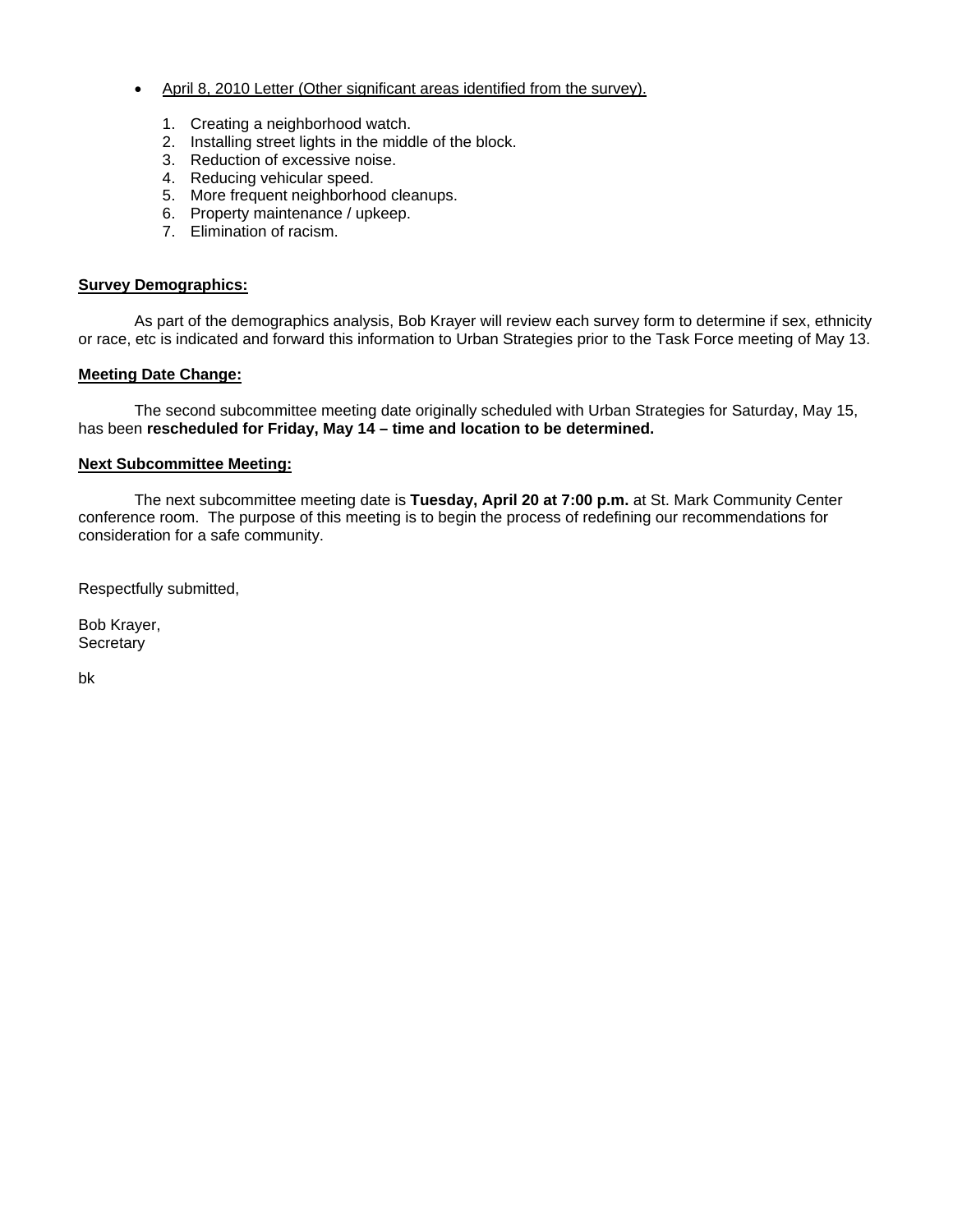- April 8, 2010 Letter (Other significant areas identified from the survey).

    1. Creating a neighborhood watch.
    2. Installing street lights in the middle of the block.
    3. Reduction of excessive noise.
    4. Reducing vehicular speed.
    5. More frequent neighborhood cleanups.
    6. Property maintenance / upkeep.
    7. Elimination of racism.

**Survey Demographics:**

As part of the demographics analysis, Bob Krayer will review each survey form to determine if sex, ethnicity or race, etc is indicated and forward this information to Urban Strategies prior to the Task Force meeting of May 13.

**Meeting Date Change:**

The second subcommittee meeting date originally scheduled with Urban Strategies for Saturday, May 15, has been **rescheduled for Friday, May 14 – time and location to be determined.**

**Next Subcommittee Meeting:**

The next subcommittee meeting date is **Tuesday, April 20 at 7:00 p.m.** at St. Mark Community Center conference room. The purpose of this meeting is to begin the process of redefining our recommendations for consideration for a safe community.

Respectfully submitted,

Bob Krayer,
Secretary

bk